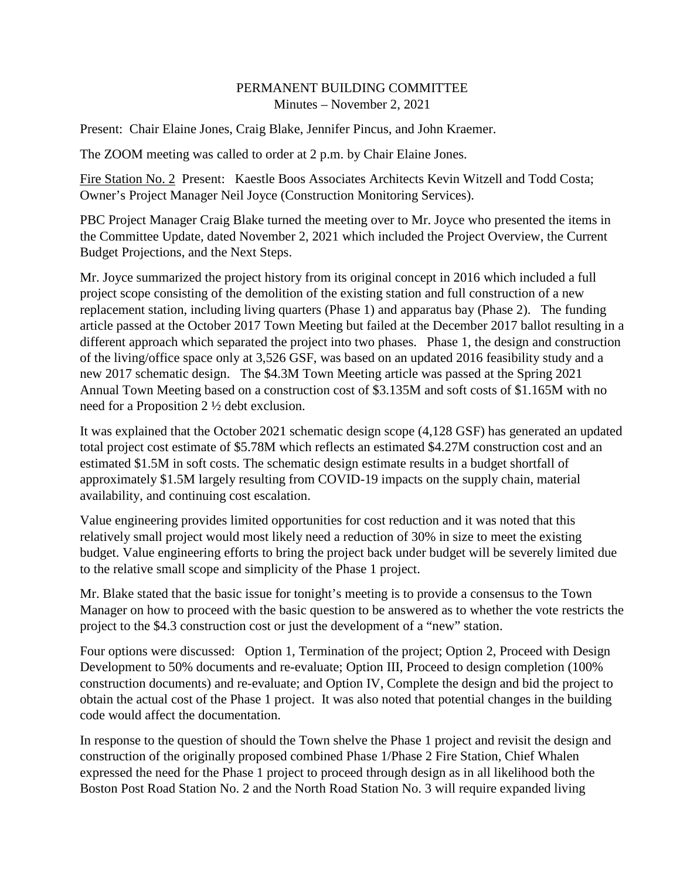PERMANENT BUILDING COMMITTEE
Minutes – November 2, 2021

Present: Chair Elaine Jones, Craig Blake, Jennifer Pincus, and John Kraemer.

The ZOOM meeting was called to order at 2 p.m. by Chair Elaine Jones.

Fire Station No. 2 Present: Kaestle Boos Associates Architects Kevin Witzell and Todd Costa; Owner's Project Manager Neil Joyce (Construction Monitoring Services).

PBC Project Manager Craig Blake turned the meeting over to Mr. Joyce who presented the items in the Committee Update, dated November 2, 2021 which included the Project Overview, the Current Budget Projections, and the Next Steps.

Mr. Joyce summarized the project history from its original concept in 2016 which included a full project scope consisting of the demolition of the existing station and full construction of a new replacement station, including living quarters (Phase 1) and apparatus bay (Phase 2). The funding article passed at the October 2017 Town Meeting but failed at the December 2017 ballot resulting in a different approach which separated the project into two phases. Phase 1, the design and construction of the living/office space only at 3,526 GSF, was based on an updated 2016 feasibility study and a new 2017 schematic design. The $4.3M Town Meeting article was passed at the Spring 2021 Annual Town Meeting based on a construction cost of $3.135M and soft costs of $1.165M with no need for a Proposition 2 ½ debt exclusion.

It was explained that the October 2021 schematic design scope (4,128 GSF) has generated an updated total project cost estimate of $5.78M which reflects an estimated $4.27M construction cost and an estimated $1.5M in soft costs. The schematic design estimate results in a budget shortfall of approximately $1.5M largely resulting from COVID-19 impacts on the supply chain, material availability, and continuing cost escalation.

Value engineering provides limited opportunities for cost reduction and it was noted that this relatively small project would most likely need a reduction of 30% in size to meet the existing budget. Value engineering efforts to bring the project back under budget will be severely limited due to the relative small scope and simplicity of the Phase 1 project.

Mr. Blake stated that the basic issue for tonight's meeting is to provide a consensus to the Town Manager on how to proceed with the basic question to be answered as to whether the vote restricts the project to the $4.3 construction cost or just the development of a "new" station.

Four options were discussed: Option 1, Termination of the project; Option 2, Proceed with Design Development to 50% documents and re-evaluate; Option III, Proceed to design completion (100% construction documents) and re-evaluate; and Option IV, Complete the design and bid the project to obtain the actual cost of the Phase 1 project. It was also noted that potential changes in the building code would affect the documentation.

In response to the question of should the Town shelve the Phase 1 project and revisit the design and construction of the originally proposed combined Phase 1/Phase 2 Fire Station, Chief Whalen expressed the need for the Phase 1 project to proceed through design as in all likelihood both the Boston Post Road Station No. 2 and the North Road Station No. 3 will require expanded living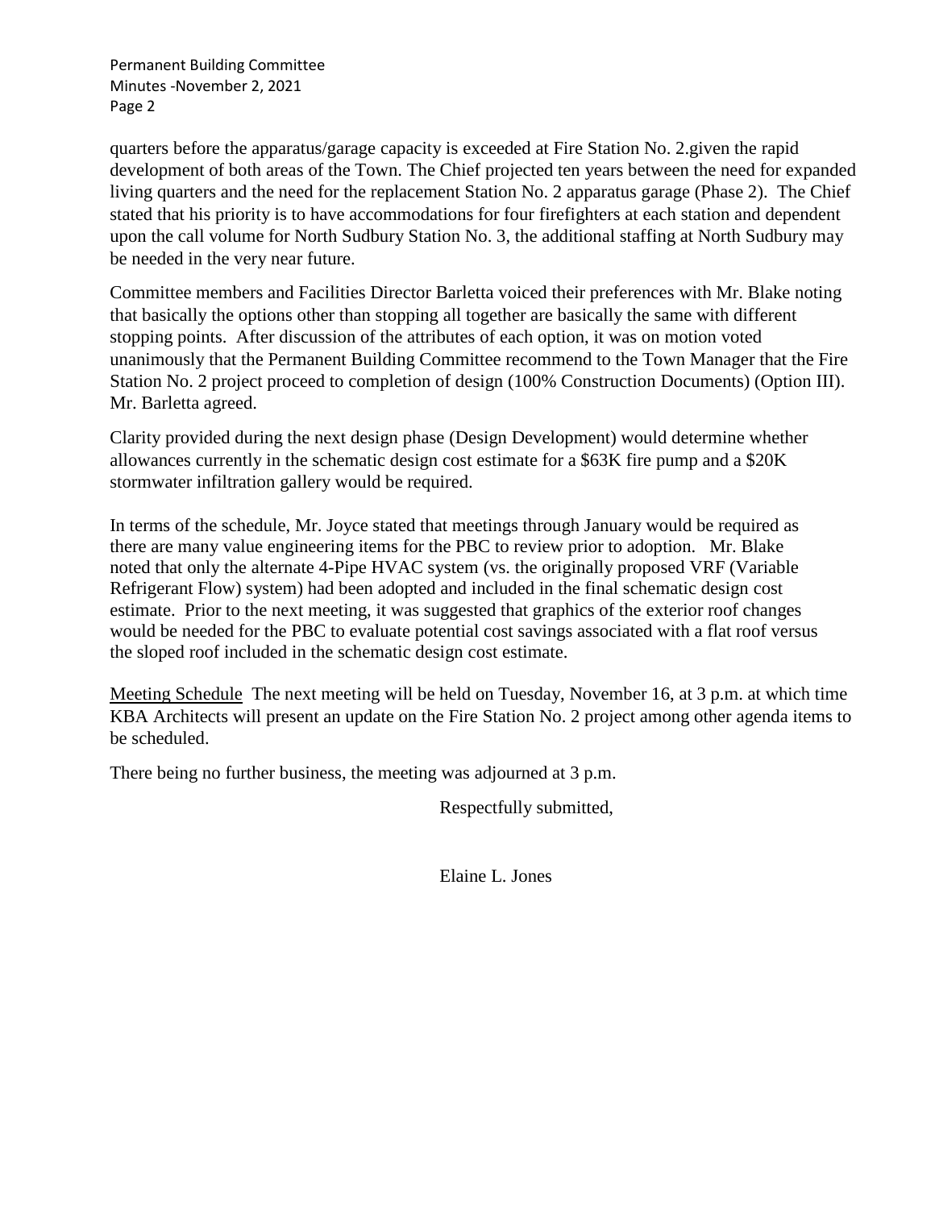quarters before the apparatus/garage capacity is exceeded at Fire Station No. 2.given the rapid development of both areas of the Town. The Chief projected ten years between the need for expanded living quarters and the need for the replacement Station No. 2 apparatus garage (Phase 2). The Chief stated that his priority is to have accommodations for four firefighters at each station and dependent upon the call volume for North Sudbury Station No. 3, the additional staffing at North Sudbury may be needed in the very near future.

Committee members and Facilities Director Barletta voiced their preferences with Mr. Blake noting that basically the options other than stopping all together are basically the same with different stopping points. After discussion of the attributes of each option, it was on motion voted unanimously that the Permanent Building Committee recommend to the Town Manager that the Fire Station No. 2 project proceed to completion of design (100% Construction Documents) (Option III). Mr. Barletta agreed.

Clarity provided during the next design phase (Design Development) would determine whether allowances currently in the schematic design cost estimate for a $63K fire pump and a $20K stormwater infiltration gallery would be required.

In terms of the schedule, Mr. Joyce stated that meetings through January would be required as there are many value engineering items for the PBC to review prior to adoption. Mr. Blake noted that only the alternate 4-Pipe HVAC system (vs. the originally proposed VRF (Variable Refrigerant Flow) system) had been adopted and included in the final schematic design cost estimate. Prior to the next meeting, it was suggested that graphics of the exterior roof changes would be needed for the PBC to evaluate potential cost savings associated with a flat roof versus the sloped roof included in the schematic design cost estimate.

Meeting Schedule The next meeting will be held on Tuesday, November 16, at 3 p.m. at which time KBA Architects will present an update on the Fire Station No. 2 project among other agenda items to be scheduled.

There being no further business, the meeting was adjourned at 3 p.m.

Respectfully submitted,

Elaine L. Jones